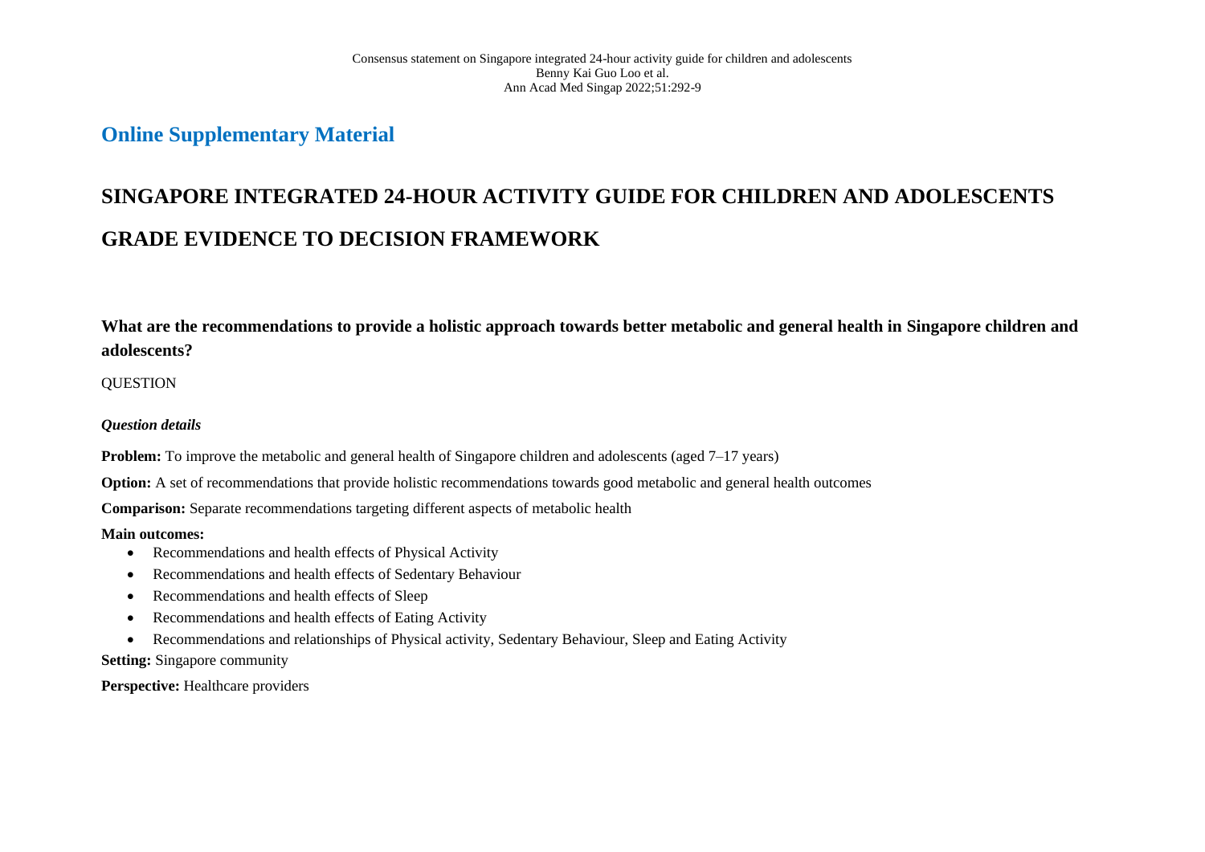Consensus statement on Singapore integrated 24-hour activity guide for children and adolescents
Benny Kai Guo Loo et al.
Ann Acad Med Singap 2022;51:292-9

## Online Supplementary Material

# SINGAPORE INTEGRATED 24-HOUR ACTIVITY GUIDE FOR CHILDREN AND ADOLESCENTS

# GRADE EVIDENCE TO DECISION FRAMEWORK

### What are the recommendations to provide a holistic approach towards better metabolic and general health in Singapore children and adolescents?

QUESTION

***Question details***

**Problem:** To improve the metabolic and general health of Singapore children and adolescents (aged 7–17 years)

**Option:** A set of recommendations that provide holistic recommendations towards good metabolic and general health outcomes

**Comparison:** Separate recommendations targeting different aspects of metabolic health

**Main outcomes:**

- Recommendations and health effects of Physical Activity
- Recommendations and health effects of Sedentary Behaviour
- Recommendations and health effects of Sleep
- Recommendations and health effects of Eating Activity
- Recommendations and relationships of Physical activity, Sedentary Behaviour, Sleep and Eating Activity

**Setting:** Singapore community

**Perspective:** Healthcare providers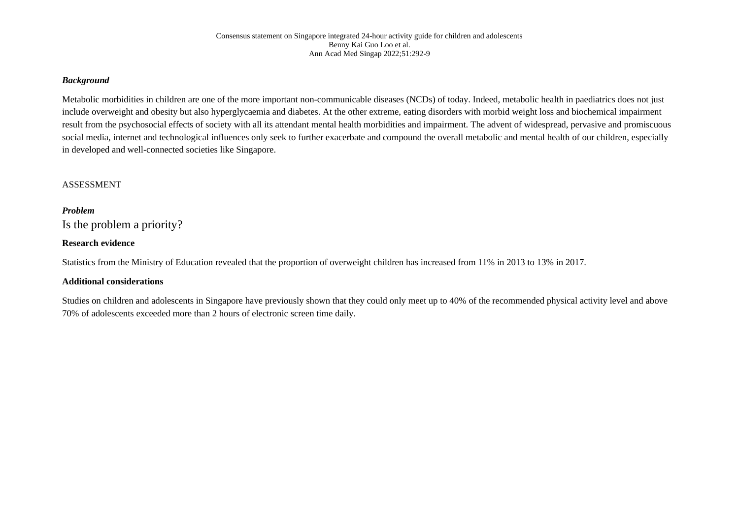### *Background*

Metabolic morbidities in children are one of the more important non-communicable diseases (NCDs) of today. Indeed, metabolic health in paediatrics does not just include overweight and obesity but also hyperglycaemia and diabetes. At the other extreme, eating disorders with morbid weight loss and biochemical impairment result from the psychosocial effects of society with all its attendant mental health morbidities and impairment. The advent of widespread, pervasive and promiscuous social media, internet and technological influences only seek to further exacerbate and compound the overall metabolic and mental health of our children, especially in developed and well-connected societies like Singapore.

## ASSESSMENT

### *Problem*

## Is the problem a priority?

**Research evidence**

Statistics from the Ministry of Education revealed that the proportion of overweight children has increased from 11% in 2013 to 13% in 2017.

**Additional considerations**

Studies on children and adolescents in Singapore have previously shown that they could only meet up to 40% of the recommended physical activity level and above 70% of adolescents exceeded more than 2 hours of electronic screen time daily.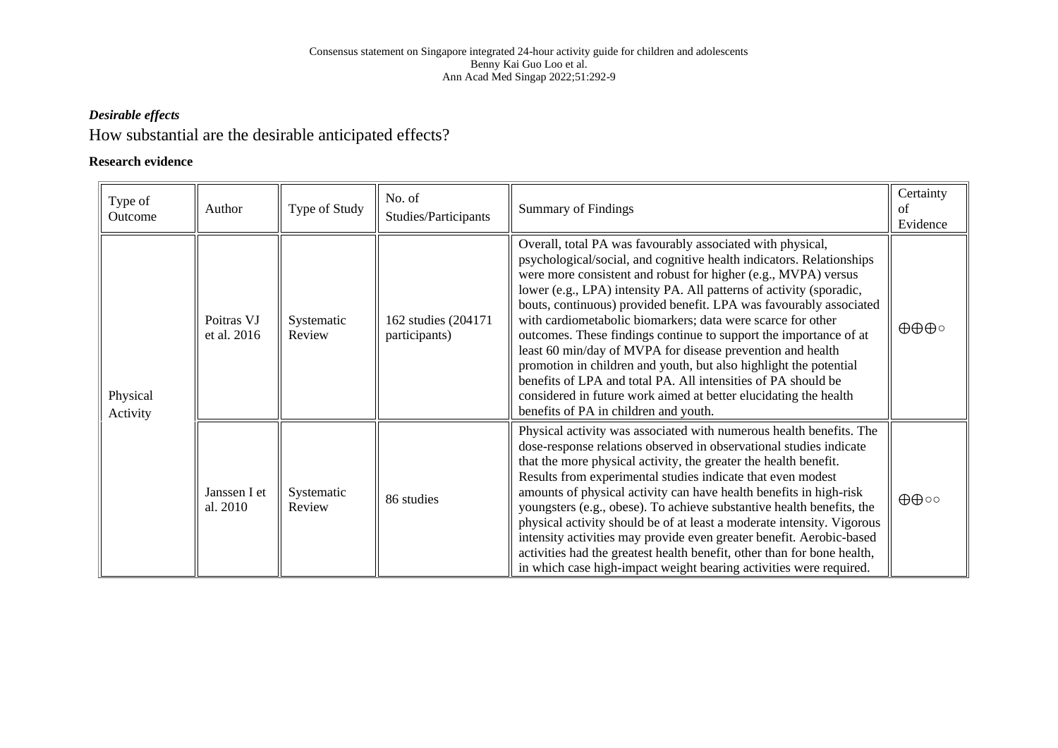### *Desirable effects*

## How substantial are the desirable anticipated effects?

**Research evidence**

| Type of Outcome | Author | Type of Study | No. of Studies/Participants | Summary of Findings | Certainty of Evidence |
|---|---|---|---|---|---|
| Physical Activity | Poitras VJ et al. 2016 | Systematic Review | 162 studies (204171 participants) | Overall, total PA was favourably associated with physical, psychological/social, and cognitive health indicators. Relationships were more consistent and robust for higher (e.g., MVPA) versus lower (e.g., LPA) intensity PA. All patterns of activity (sporadic, bouts, continuous) provided benefit. LPA was favourably associated with cardiometabolic biomarkers; data were scarce for other outcomes. These findings continue to support the importance of at least 60 min/day of MVPA for disease prevention and health promotion in children and youth, but also highlight the potential benefits of LPA and total PA. All intensities of PA should be considered in future work aimed at better elucidating the health benefits of PA in children and youth. | ⊕⊕⊕○ |
| | Janssen I et al. 2010 | Systematic Review | 86 studies | Physical activity was associated with numerous health benefits. The dose-response relations observed in observational studies indicate that the more physical activity, the greater the health benefit. Results from experimental studies indicate that even modest amounts of physical activity can have health benefits in high-risk youngsters (e.g., obese). To achieve substantive health benefits, the physical activity should be of at least a moderate intensity. Vigorous intensity activities may provide even greater benefit. Aerobic-based activities had the greatest health benefit, other than for bone health, in which case high-impact weight bearing activities were required. | ⊕⊕○○ |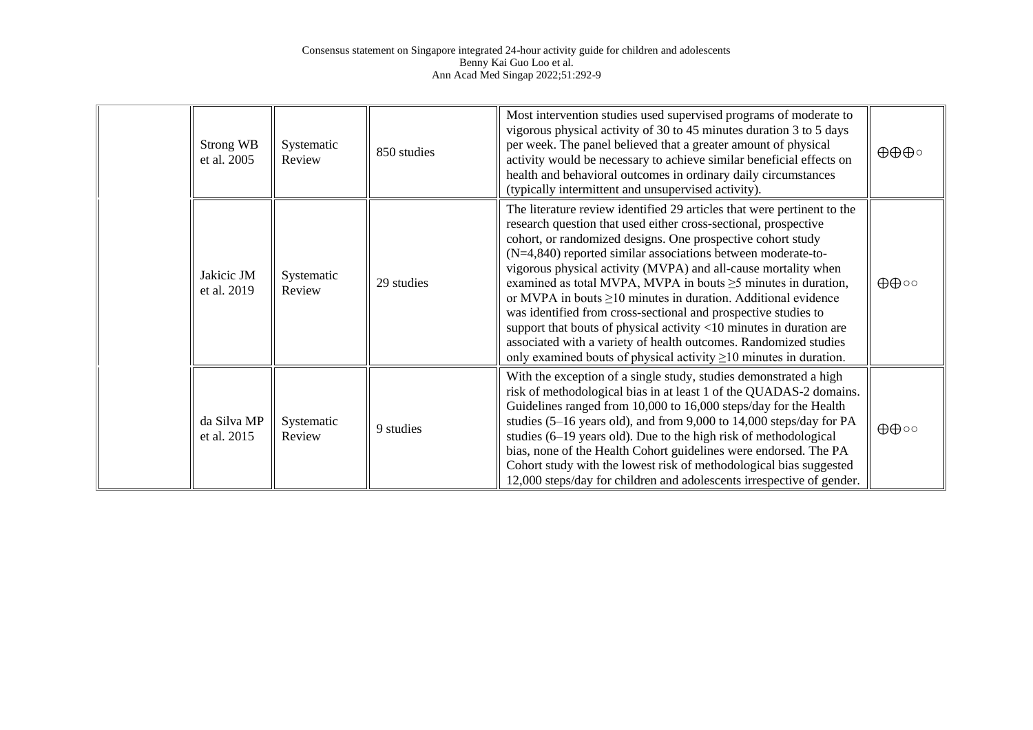| | | | | | |
|---|---|---|---|---|---|
| | Strong WB et al. 2005 | Systematic Review | 850 studies | Most intervention studies used supervised programs of moderate to vigorous physical activity of 30 to 45 minutes duration 3 to 5 days per week. The panel believed that a greater amount of physical activity would be necessary to achieve similar beneficial effects on health and behavioral outcomes in ordinary daily circumstances (typically intermittent and unsupervised activity). | ⊕⊕⊕○ |
| | Jakicic JM et al. 2019 | Systematic Review | 29 studies | The literature review identified 29 articles that were pertinent to the research question that used either cross-sectional, prospective cohort, or randomized designs. One prospective cohort study (N=4,840) reported similar associations between moderate-to-vigorous physical activity (MVPA) and all-cause mortality when examined as total MVPA, MVPA in bouts ≥5 minutes in duration, or MVPA in bouts ≥10 minutes in duration. Additional evidence was identified from cross-sectional and prospective studies to support that bouts of physical activity <10 minutes in duration are associated with a variety of health outcomes. Randomized studies only examined bouts of physical activity ≥10 minutes in duration. | ⊕⊕○○ |
| | da Silva MP et al. 2015 | Systematic Review | 9 studies | With the exception of a single study, studies demonstrated a high risk of methodological bias in at least 1 of the QUADAS-2 domains. Guidelines ranged from 10,000 to 16,000 steps/day for the Health studies (5–16 years old), and from 9,000 to 14,000 steps/day for PA studies (6–19 years old). Due to the high risk of methodological bias, none of the Health Cohort guidelines were endorsed. The PA Cohort study with the lowest risk of methodological bias suggested 12,000 steps/day for children and adolescents irrespective of gender. | ⊕⊕○○ |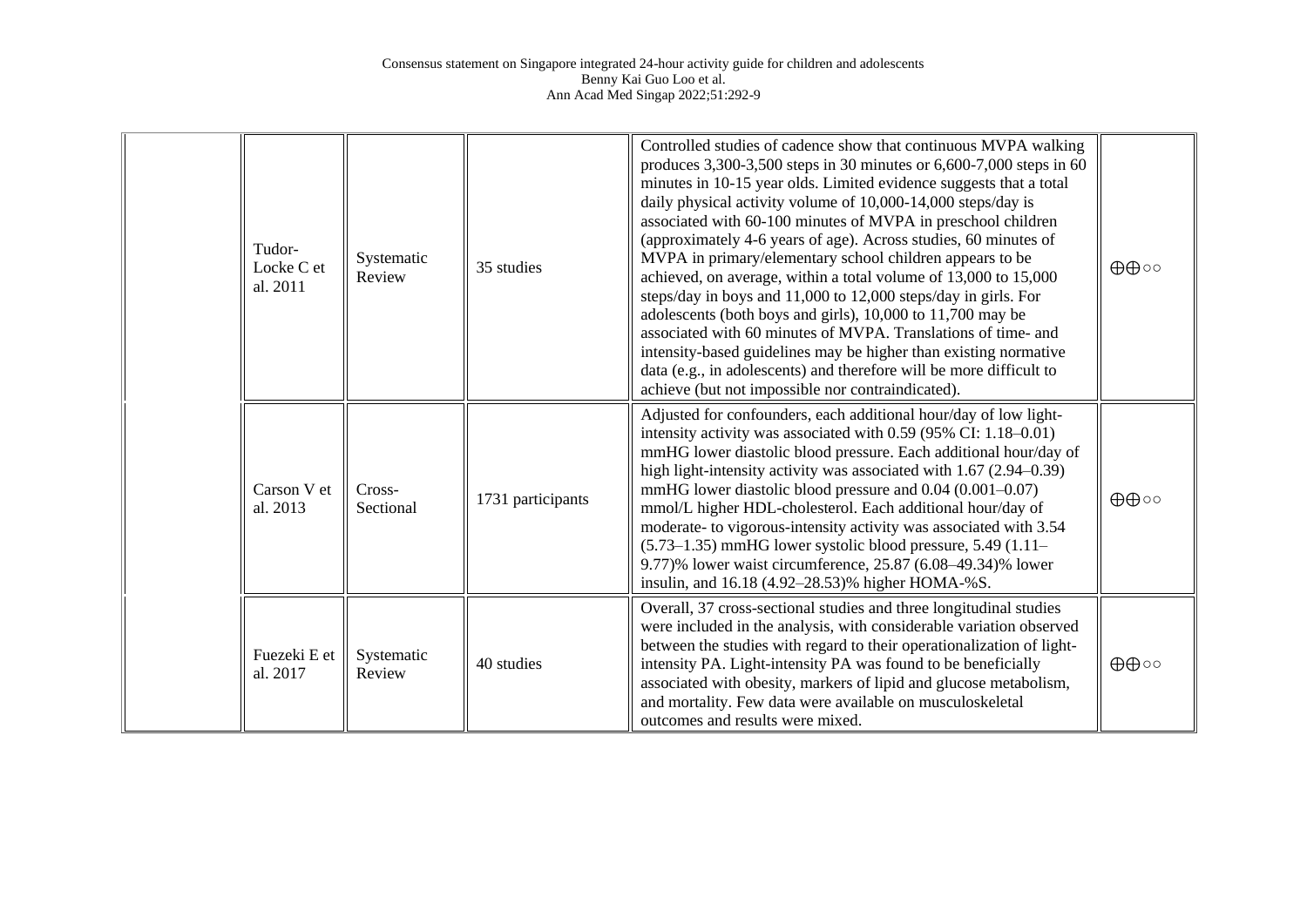| | | | | | |
|---|---|---|---|---|---|
| | Tudor-Locke C et al. 2011 | Systematic Review | 35 studies | Controlled studies of cadence show that continuous MVPA walking produces 3,300-3,500 steps in 30 minutes or 6,600-7,000 steps in 60 minutes in 10-15 year olds. Limited evidence suggests that a total daily physical activity volume of 10,000-14,000 steps/day is associated with 60-100 minutes of MVPA in preschool children (approximately 4-6 years of age). Across studies, 60 minutes of MVPA in primary/elementary school children appears to be achieved, on average, within a total volume of 13,000 to 15,000 steps/day in boys and 11,000 to 12,000 steps/day in girls. For adolescents (both boys and girls), 10,000 to 11,700 may be associated with 60 minutes of MVPA. Translations of time- and intensity-based guidelines may be higher than existing normative data (e.g., in adolescents) and therefore will be more difficult to achieve (but not impossible nor contraindicated). | ⊕⊕○○ |
| | Carson V et al. 2013 | Cross-Sectional | 1731 participants | Adjusted for confounders, each additional hour/day of low light-intensity activity was associated with 0.59 (95% CI: 1.18–0.01) mmHG lower diastolic blood pressure. Each additional hour/day of high light-intensity activity was associated with 1.67 (2.94–0.39) mmHG lower diastolic blood pressure and 0.04 (0.001–0.07) mmol/L higher HDL-cholesterol. Each additional hour/day of moderate- to vigorous-intensity activity was associated with 3.54 (5.73–1.35) mmHG lower systolic blood pressure, 5.49 (1.11–9.77)% lower waist circumference, 25.87 (6.08–49.34)% lower insulin, and 16.18 (4.92–28.53)% higher HOMA-%S. | ⊕⊕○○ |
| | Fuezeki E et al. 2017 | Systematic Review | 40 studies | Overall, 37 cross-sectional studies and three longitudinal studies were included in the analysis, with considerable variation observed between the studies with regard to their operationalization of light-intensity PA. Light-intensity PA was found to be beneficially associated with obesity, markers of lipid and glucose metabolism, and mortality. Few data were available on musculoskeletal outcomes and results were mixed. | ⊕⊕○○ |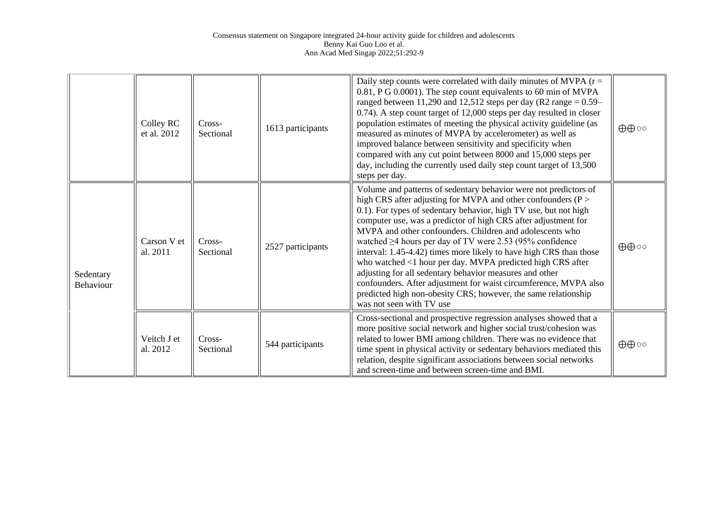| | | | | | |
|---|---|---|---|---|---|
| | Colley RC et al. 2012 | Cross-Sectional | 1613 participants | Daily step counts were correlated with daily minutes of MVPA ($r = 0.81$, P G 0.0001). The step count equivalents to 60 min of MVPA ranged between 11,290 and 12,512 steps per day ($R^2$ range = 0.59–0.74). A step count target of 12,000 steps per day resulted in closer population estimates of meeting the physical activity guideline (as measured as minutes of MVPA by accelerometer) as well as improved balance between sensitivity and specificity when compared with any cut point between 8000 and 15,000 steps per day, including the currently used daily step count target of 13,500 steps per day. | ⊕⊕○○ |
| Sedentary Behaviour | Carson V et al. 2011 | Cross-Sectional | 2527 participants | Volume and patterns of sedentary behavior were not predictors of high CRS after adjusting for MVPA and other confounders ($P > 0.1$). For types of sedentary behavior, high TV use, but not high computer use, was a predictor of high CRS after adjustment for MVPA and other confounders. Children and adolescents who watched ≥4 hours per day of TV were 2.53 (95% confidence interval: 1.45-4.42) times more likely to have high CRS than those who watched <1 hour per day. MVPA predicted high CRS after adjusting for all sedentary behavior measures and other confounders. After adjustment for waist circumference, MVPA also predicted high non-obesity CRS; however, the same relationship was not seen with TV use | ⊕⊕○○ |
| | Veitch J et al. 2012 | Cross-Sectional | 544 participants | Cross-sectional and prospective regression analyses showed that a more positive social network and higher social trust/cohesion was related to lower BMI among children. There was no evidence that time spent in physical activity or sedentary behaviors mediated this relation, despite significant associations between social networks and screen-time and between screen-time and BMI. | ⊕⊕○○ |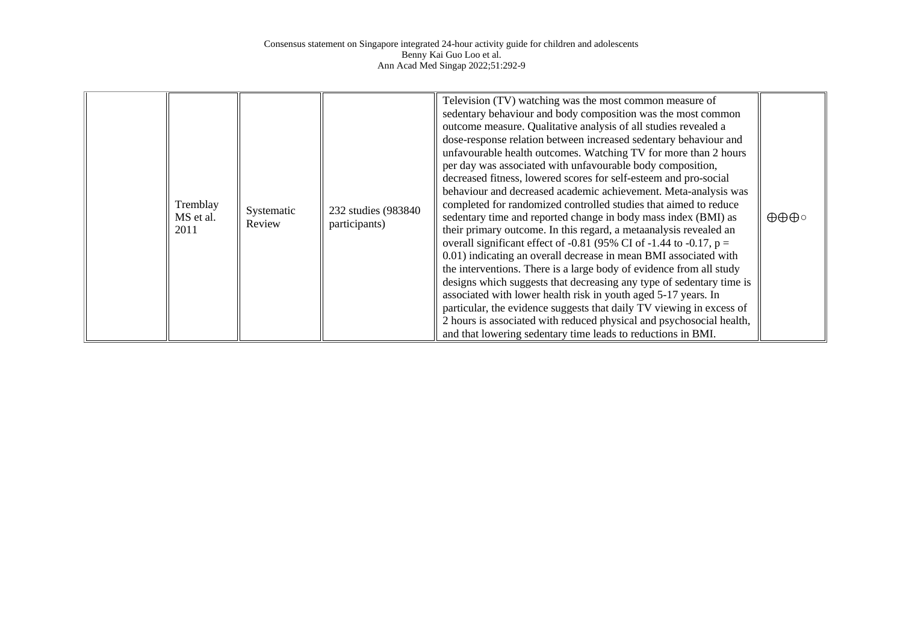| | | | | | |
|---|---|---|---|---|---|
| | Tremblay MS et al. 2011 | Systematic Review | 232 studies (983840 participants) | Television (TV) watching was the most common measure of sedentary behaviour and body composition was the most common outcome measure. Qualitative analysis of all studies revealed a dose-response relation between increased sedentary behaviour and unfavourable health outcomes. Watching TV for more than 2 hours per day was associated with unfavourable body composition, decreased fitness, lowered scores for self-esteem and pro-social behaviour and decreased academic achievement. Meta-analysis was completed for randomized controlled studies that aimed to reduce sedentary time and reported change in body mass index (BMI) as their primary outcome. In this regard, a metaanalysis revealed an overall significant effect of -0.81 (95% CI of -1.44 to -0.17, $p = 0.01$) indicating an overall decrease in mean BMI associated with the interventions. There is a large body of evidence from all study designs which suggests that decreasing any type of sedentary time is associated with lower health risk in youth aged 5-17 years. In particular, the evidence suggests that daily TV viewing in excess of 2 hours is associated with reduced physical and psychosocial health, and that lowering sedentary time leads to reductions in BMI. | ⨁⨁⨁○ |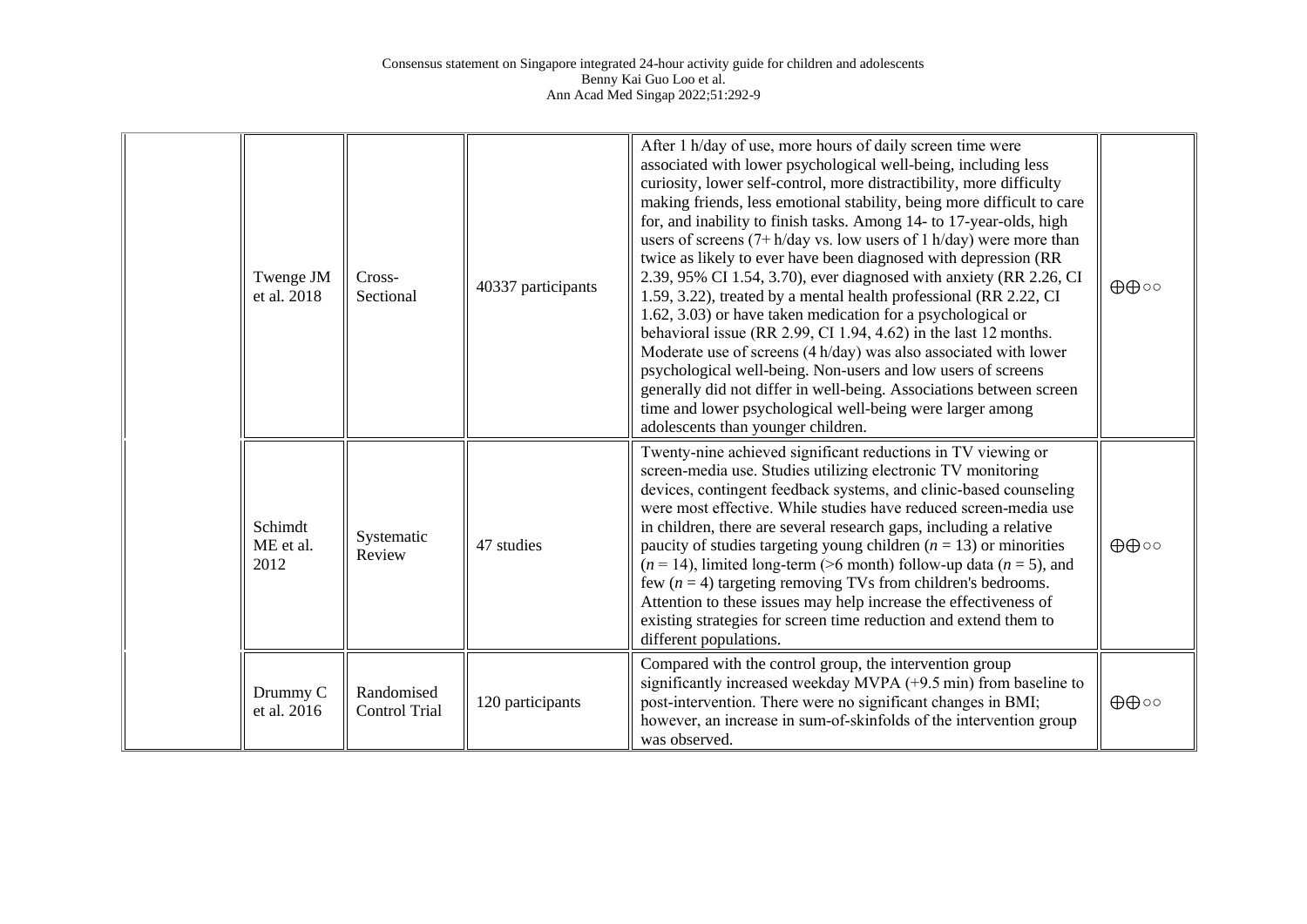|  |  |  |  |  |  |
|---|---|---|---|---|---|
|  | Twenge JM et al. 2018 | Cross-Sectional | 40337 participants | After 1 h/day of use, more hours of daily screen time were associated with lower psychological well-being, including less curiosity, lower self-control, more distractibility, more difficulty making friends, less emotional stability, being more difficult to care for, and inability to finish tasks. Among 14- to 17-year-olds, high users of screens (7+ h/day vs. low users of 1 h/day) were more than twice as likely to ever have been diagnosed with depression (RR 2.39, 95% CI 1.54, 3.70), ever diagnosed with anxiety (RR 2.26, CI 1.59, 3.22), treated by a mental health professional (RR 2.22, CI 1.62, 3.03) or have taken medication for a psychological or behavioral issue (RR 2.99, CI 1.94, 4.62) in the last 12 months. Moderate use of screens (4 h/day) was also associated with lower psychological well-being. Non-users and low users of screens generally did not differ in well-being. Associations between screen time and lower psychological well-being were larger among adolescents than younger children. | ⊕⊕○○ |
|  | Schimdt ME et al. 2012 | Systematic Review | 47 studies | Twenty-nine achieved significant reductions in TV viewing or screen-media use. Studies utilizing electronic TV monitoring devices, contingent feedback systems, and clinic-based counseling were most effective. While studies have reduced screen-media use in children, there are several research gaps, including a relative paucity of studies targeting young children (*n* = 13) or minorities (*n* = 14), limited long-term (>6 month) follow-up data (*n* = 5), and few (*n* = 4) targeting removing TVs from children's bedrooms. Attention to these issues may help increase the effectiveness of existing strategies for screen time reduction and extend them to different populations. | ⊕⊕○○ |
|  | Drummy C et al. 2016 | Randomised Control Trial | 120 participants | Compared with the control group, the intervention group significantly increased weekday MVPA (+9.5 min) from baseline to post-intervention. There were no significant changes in BMI; however, an increase in sum-of-skinfolds of the intervention group was observed. | ⊕⊕○○ |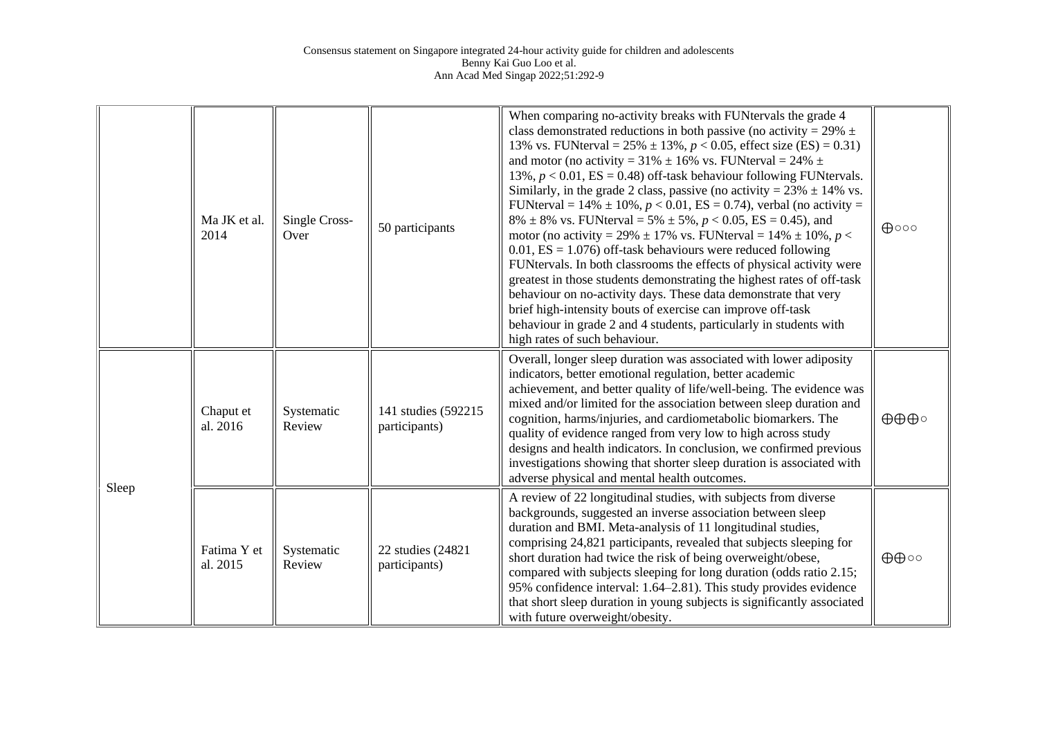|  |  |  |  |  |  |
|---|---|---|---|---|---|
|  | Ma JK et al. 2014 | Single Cross-Over | 50 participants | When comparing no-activity breaks with FUNtervals the grade 4 class demonstrated reductions in both passive (no activity = 29% ± 13% vs. FUNterval = 25% ± 13%, $p < 0.05$, effect size (ES) = 0.31) and motor (no activity = 31% ± 16% vs. FUNterval = 24% ± 13%, $p < 0.01$, ES = 0.48) off-task behaviour following FUNtervals. Similarly, in the grade 2 class, passive (no activity = 23% ± 14% vs. FUNterval = 14% ± 10%, $p < 0.01$, ES = 0.74), verbal (no activity = 8% ± 8% vs. FUNterval = 5% ± 5%, $p < 0.05$, ES = 0.45), and motor (no activity = 29% ± 17% vs. FUNterval = 14% ± 10%, $p < 0.01$, ES = 1.076) off-task behaviours were reduced following FUNtervals. In both classrooms the effects of physical activity were greatest in those students demonstrating the highest rates of off-task behaviour on no-activity days. These data demonstrate that very brief high-intensity bouts of exercise can improve off-task behaviour in grade 2 and 4 students, particularly in students with high rates of such behaviour. | ⊕○○○ |
| Sleep | Chaput et al. 2016 | Systematic Review | 141 studies (592215 participants) | Overall, longer sleep duration was associated with lower adiposity indicators, better emotional regulation, better academic achievement, and better quality of life/well-being. The evidence was mixed and/or limited for the association between sleep duration and cognition, harms/injuries, and cardiometabolic biomarkers. The quality of evidence ranged from very low to high across study designs and health indicators. In conclusion, we confirmed previous investigations showing that shorter sleep duration is associated with adverse physical and mental health outcomes. | ⊕⊕⊕○ |
|  | Fatima Y et al. 2015 | Systematic Review | 22 studies (24821 participants) | A review of 22 longitudinal studies, with subjects from diverse backgrounds, suggested an inverse association between sleep duration and BMI. Meta-analysis of 11 longitudinal studies, comprising 24,821 participants, revealed that subjects sleeping for short duration had twice the risk of being overweight/obese, compared with subjects sleeping for long duration (odds ratio 2.15; 95% confidence interval: 1.64–2.81). This study provides evidence that short sleep duration in young subjects is significantly associated with future overweight/obesity. | ⊕⊕○○ |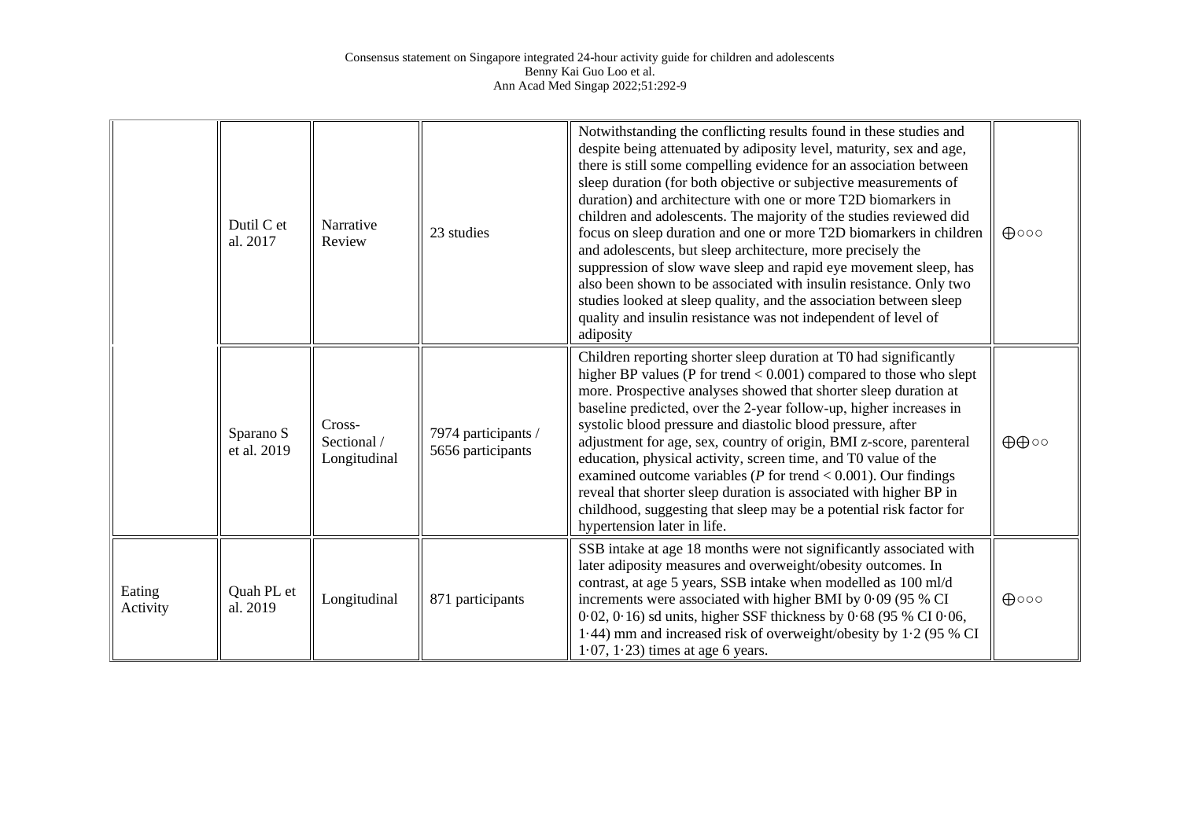| | | | | | |
|---|---|---|---|---|---|
| | Dutil C et al. 2017 | Narrative Review | 23 studies | Notwithstanding the conflicting results found in these studies and despite being attenuated by adiposity level, maturity, sex and age, there is still some compelling evidence for an association between sleep duration (for both objective or subjective measurements of duration) and architecture with one or more T2D biomarkers in children and adolescents. The majority of the studies reviewed did focus on sleep duration and one or more T2D biomarkers in children and adolescents, but sleep architecture, more precisely the suppression of slow wave sleep and rapid eye movement sleep, has also been shown to be associated with insulin resistance. Only two studies looked at sleep quality, and the association between sleep quality and insulin resistance was not independent of level of adiposity | ⊕○○○ |
| | Sparano S et al. 2019 | Cross-Sectional / Longitudinal | 7974 participants / 5656 participants | Children reporting shorter sleep duration at T0 had significantly higher BP values (P for trend < 0.001) compared to those who slept more. Prospective analyses showed that shorter sleep duration at baseline predicted, over the 2-year follow-up, higher increases in systolic blood pressure and diastolic blood pressure, after adjustment for age, sex, country of origin, BMI z-score, parenteral education, physical activity, screen time, and T0 value of the examined outcome variables (*P* for trend < 0.001). Our findings reveal that shorter sleep duration is associated with higher BP in childhood, suggesting that sleep may be a potential risk factor for hypertension later in life. | ⊕⊕○○ |
| Eating Activity | Quah PL et al. 2019 | Longitudinal | 871 participants | SSB intake at age 18 months were not significantly associated with later adiposity measures and overweight/obesity outcomes. In contrast, at age 5 years, SSB intake when modelled as 100 ml/d increments were associated with higher BMI by 0·09 (95 % CI 0·02, 0·16) sd units, higher SSF thickness by 0·68 (95 % CI 0·06, 1·44) mm and increased risk of overweight/obesity by 1·2 (95 % CI 1·07, 1·23) times at age 6 years. | ⊕○○○ |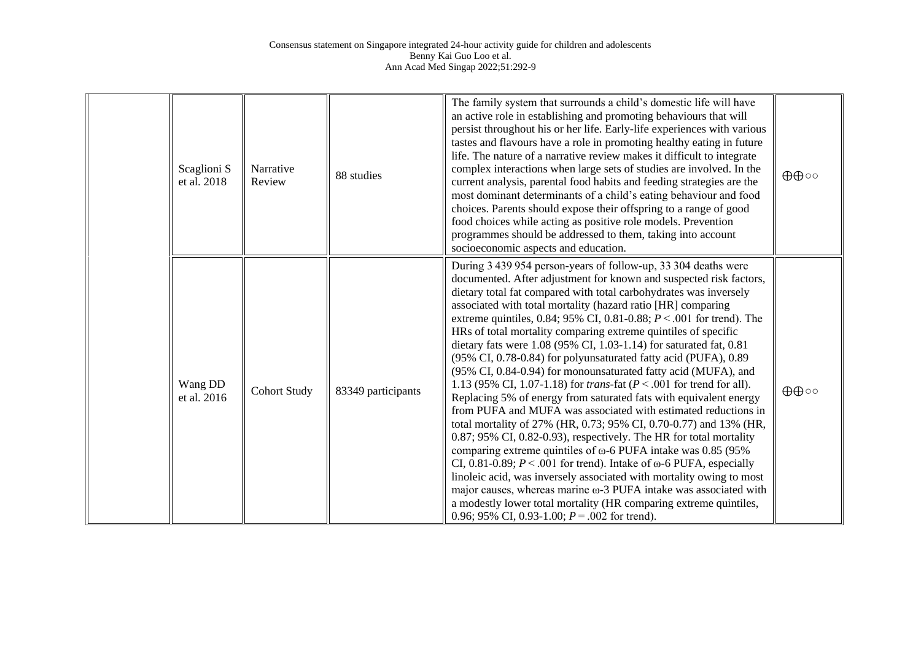| | | | | | |
|---|---|---|---|---|---|
| | Scaglioni S et al. 2018 | Narrative Review | 88 studies | The family system that surrounds a child's domestic life will have an active role in establishing and promoting behaviours that will persist throughout his or her life. Early-life experiences with various tastes and flavours have a role in promoting healthy eating in future life. The nature of a narrative review makes it difficult to integrate complex interactions when large sets of studies are involved. In the current analysis, parental food habits and feeding strategies are the most dominant determinants of a child's eating behaviour and food choices. Parents should expose their offspring to a range of good food choices while acting as positive role models. Prevention programmes should be addressed to them, taking into account socioeconomic aspects and education. | ⊕⊕○○ |
| | Wang DD et al. 2016 | Cohort Study | 83349 participants | During 3 439 954 person-years of follow-up, 33 304 deaths were documented. After adjustment for known and suspected risk factors, dietary total fat compared with total carbohydrates was inversely associated with total mortality (hazard ratio [HR] comparing extreme quintiles, 0.84; 95% CI, 0.81-0.88; $P < .001$ for trend). The HRs of total mortality comparing extreme quintiles of specific dietary fats were 1.08 (95% CI, 1.03-1.14) for saturated fat, 0.81 (95% CI, 0.78-0.84) for polyunsaturated fatty acid (PUFA), 0.89 (95% CI, 0.84-0.94) for monounsaturated fatty acid (MUFA), and 1.13 (95% CI, 1.07-1.18) for *trans*-fat ($P < .001$ for trend for all). Replacing 5% of energy from saturated fats with equivalent energy from PUFA and MUFA was associated with estimated reductions in total mortality of 27% (HR, 0.73; 95% CI, 0.70-0.77) and 13% (HR, 0.87; 95% CI, 0.82-0.93), respectively. The HR for total mortality comparing extreme quintiles of ω-6 PUFA intake was 0.85 (95% CI, 0.81-0.89; $P < .001$ for trend). Intake of ω-6 PUFA, especially linoleic acid, was inversely associated with mortality owing to most major causes, whereas marine ω-3 PUFA intake was associated with a modestly lower total mortality (HR comparing extreme quintiles, 0.96; 95% CI, 0.93-1.00; $P = .002$ for trend). | ⊕⊕○○ |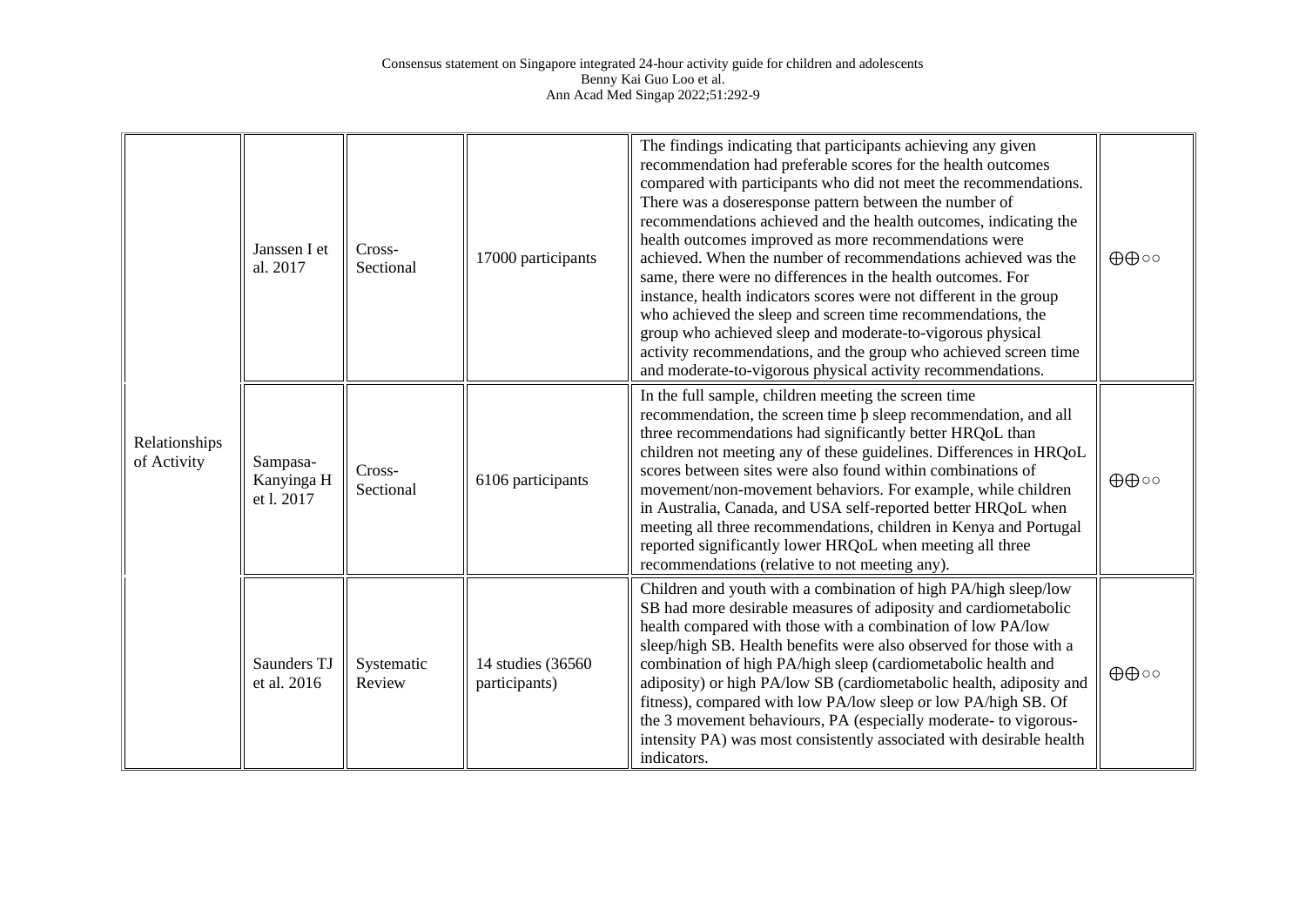| | | | | | |
|---|---|---|---|---|---|
| Relationships of Activity | Janssen I et al. 2017 | Cross-Sectional | 17000 participants | The findings indicating that participants achieving any given recommendation had preferable scores for the health outcomes compared with participants who did not meet the recommendations. There was a doseresponse pattern between the number of recommendations achieved and the health outcomes, indicating the health outcomes improved as more recommendations were achieved. When the number of recommendations achieved was the same, there were no differences in the health outcomes. For instance, health indicators scores were not different in the group who achieved the sleep and screen time recommendations, the group who achieved sleep and moderate-to-vigorous physical activity recommendations, and the group who achieved screen time and moderate-to-vigorous physical activity recommendations. | ⊕⊕○○ |
| | Sampasa-Kanyinga H et l. 2017 | Cross-Sectional | 6106 participants | In the full sample, children meeting the screen time recommendation, the screen time þ sleep recommendation, and all three recommendations had significantly better HRQoL than children not meeting any of these guidelines. Differences in HRQoL scores between sites were also found within combinations of movement/non-movement behaviors. For example, while children in Australia, Canada, and USA self-reported better HRQoL when meeting all three recommendations, children in Kenya and Portugal reported significantly lower HRQoL when meeting all three recommendations (relative to not meeting any). | ⊕⊕○○ |
| | Saunders TJ et al. 2016 | Systematic Review | 14 studies (36560 participants) | Children and youth with a combination of high PA/high sleep/low SB had more desirable measures of adiposity and cardiometabolic health compared with those with a combination of low PA/low sleep/high SB. Health benefits were also observed for those with a combination of high PA/high sleep (cardiometabolic health and adiposity) or high PA/low SB (cardiometabolic health, adiposity and fitness), compared with low PA/low sleep or low PA/high SB. Of the 3 movement behaviours, PA (especially moderate- to vigorous-intensity PA) was most consistently associated with desirable health indicators. | ⊕⊕○○ |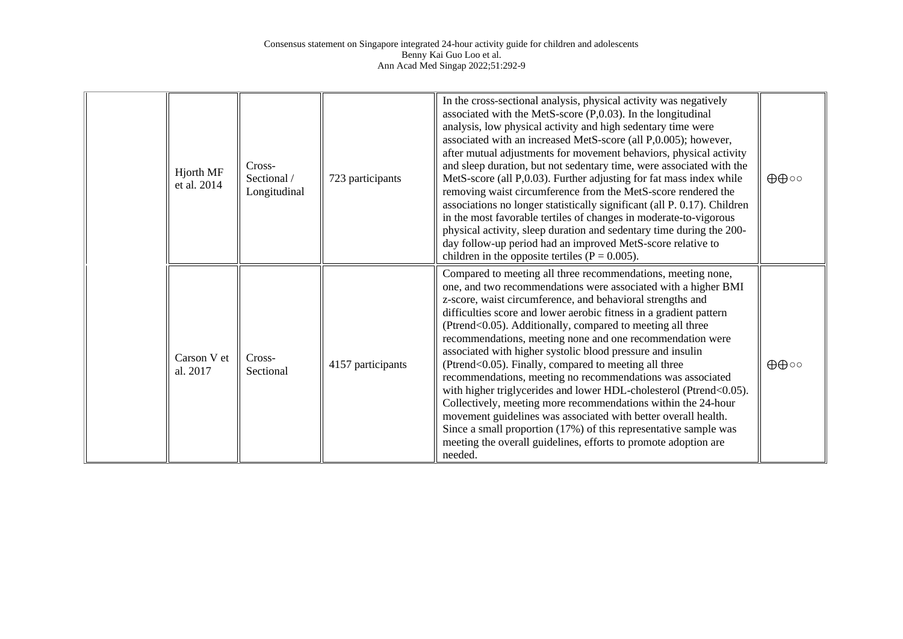| | | | | | |
|---|---|---|---|---|---|
| | Hjorth MF et al. 2014 | Cross-Sectional / Longitudinal | 723 participants | In the cross-sectional analysis, physical activity was negatively associated with the MetS-score (P,0.03). In the longitudinal analysis, low physical activity and high sedentary time were associated with an increased MetS-score (all P,0.005); however, after mutual adjustments for movement behaviors, physical activity and sleep duration, but not sedentary time, were associated with the MetS-score (all P,0.03). Further adjusting for fat mass index while removing waist circumference from the MetS-score rendered the associations no longer statistically significant (all P. 0.17). Children in the most favorable tertiles of changes in moderate-to-vigorous physical activity, sleep duration and sedentary time during the 200-day follow-up period had an improved MetS-score relative to children in the opposite tertiles (P = 0.005). | ⊕⊕○○ |
| | Carson V et al. 2017 | Cross-Sectional | 4157 participants | Compared to meeting all three recommendations, meeting none, one, and two recommendations were associated with a higher BMI z-score, waist circumference, and behavioral strengths and difficulties score and lower aerobic fitness in a gradient pattern (Ptrend<0.05). Additionally, compared to meeting all three recommendations, meeting none and one recommendation were associated with higher systolic blood pressure and insulin (Ptrend<0.05). Finally, compared to meeting all three recommendations, meeting no recommendations was associated with higher triglycerides and lower HDL-cholesterol (Ptrend<0.05). Collectively, meeting more recommendations within the 24-hour movement guidelines was associated with better overall health. Since a small proportion (17%) of this representative sample was meeting the overall guidelines, efforts to promote adoption are needed. | ⊕⊕○○ |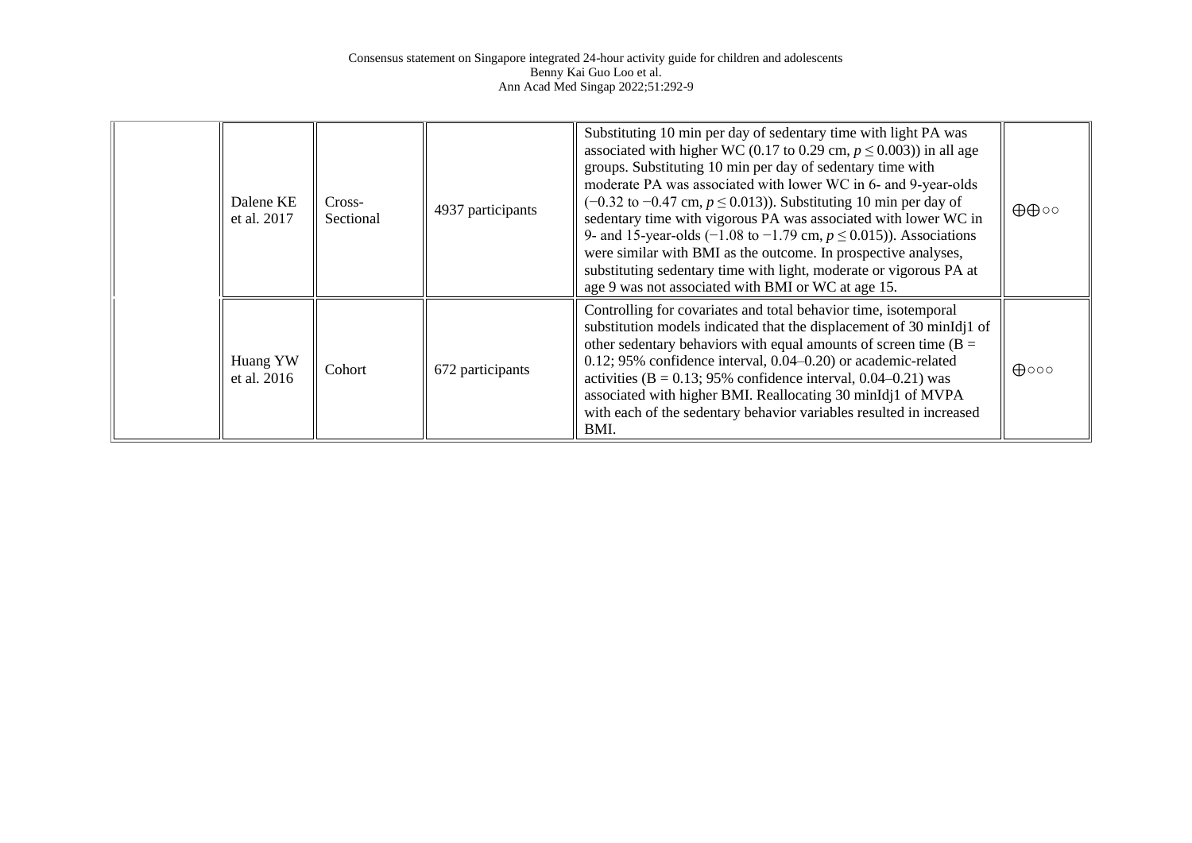| | | | | | |
|---|---|---|---|---|---|
| | Dalene KE et al. 2017 | Cross-Sectional | 4937 participants | Substituting 10 min per day of sedentary time with light PA was associated with higher WC (0.17 to 0.29 cm, $p \leq 0.003$)) in all age groups. Substituting 10 min per day of sedentary time with moderate PA was associated with lower WC in 6- and 9-year-olds (−0.32 to −0.47 cm, $p \leq 0.013$)). Substituting 10 min per day of sedentary time with vigorous PA was associated with lower WC in 9- and 15-year-olds (−1.08 to −1.79 cm, $p \leq 0.015$)). Associations were similar with BMI as the outcome. In prospective analyses, substituting sedentary time with light, moderate or vigorous PA at age 9 was not associated with BMI or WC at age 15. | ⨁⨁○○ |
| | Huang YW et al. 2016 | Cohort | 672 participants | Controlling for covariates and total behavior time, isotemporal substitution models indicated that the displacement of 30 minIdj1 of other sedentary behaviors with equal amounts of screen time (B = 0.12; 95% confidence interval, 0.04–0.20) or academic-related activities (B = 0.13; 95% confidence interval, 0.04–0.21) was associated with higher BMI. Reallocating 30 minIdj1 of MVPA with each of the sedentary behavior variables resulted in increased BMI. | ⨁○○○ |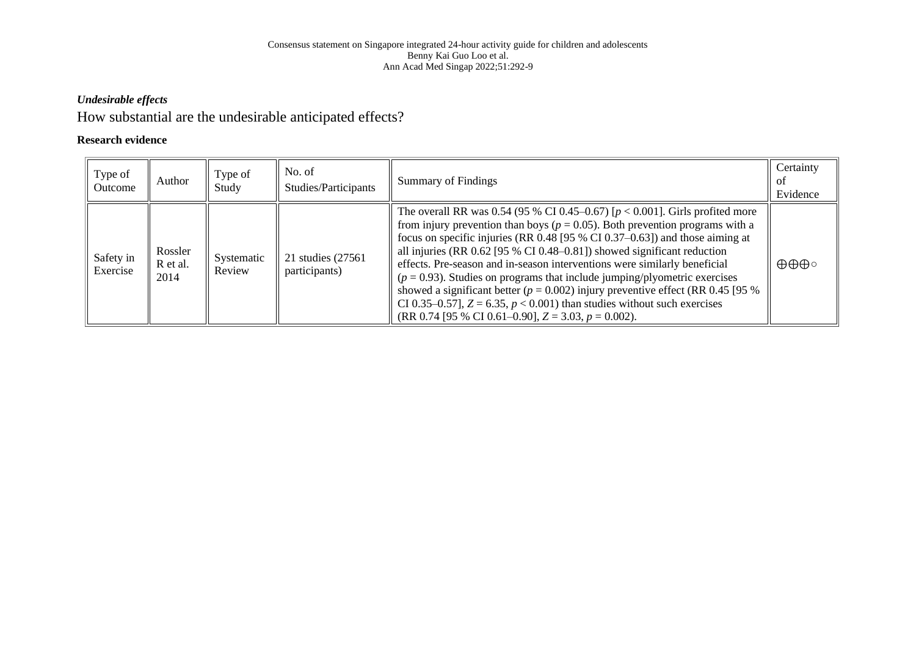### *Undesirable effects*

How substantial are the undesirable anticipated effects?

**Research evidence**

| Type of Outcome | Author | Type of Study | No. of Studies/Participants | Summary of Findings | Certainty of Evidence |
|---|---|---|---|---|---|
| Safety in Exercise | Rossler R et al. 2014 | Systematic Review | 21 studies (27561 participants) | The overall RR was 0.54 (95 % CI 0.45–0.67) [$p < 0.001$]. Girls profited more from injury prevention than boys ($p = 0.05$). Both prevention programs with a focus on specific injuries (RR 0.48 [95 % CI 0.37–0.63]) and those aiming at all injuries (RR 0.62 [95 % CI 0.48–0.81]) showed significant reduction effects. Pre-season and in-season interventions were similarly beneficial ($p = 0.93$). Studies on programs that include jumping/plyometric exercises showed a significant better ($p = 0.002$) injury preventive effect (RR 0.45 [95 % CI 0.35–0.57], $Z = 6.35$, $p < 0.001$) than studies without such exercises (RR 0.74 [95 % CI 0.61–0.90], $Z = 3.03$, $p = 0.002$). | ⊕⊕⊕○ |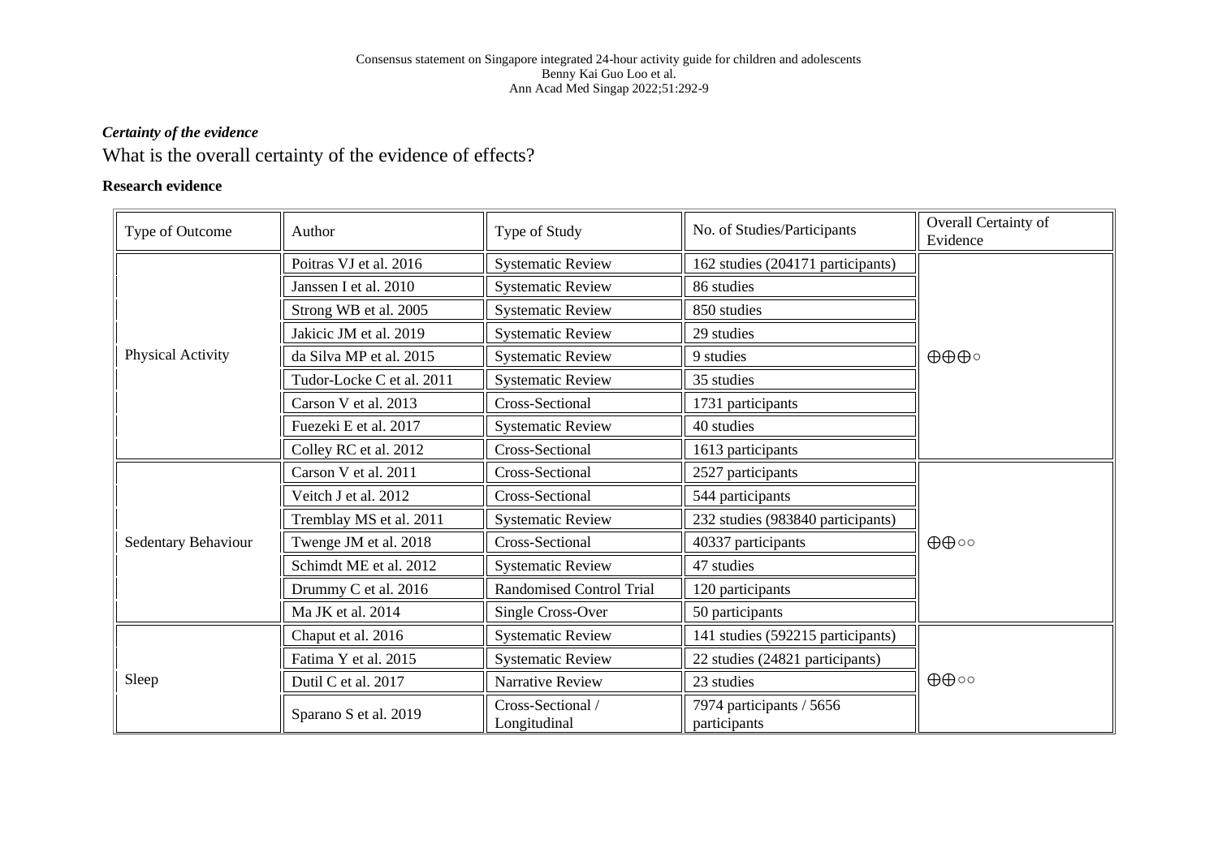*Certainty of the evidence*

What is the overall certainty of the evidence of effects?

**Research evidence**

| Type of Outcome | Author | Type of Study | No. of Studies/Participants | Overall Certainty of Evidence |
|---|---|---|---|---|
| Physical Activity | Poitras VJ et al. 2016 | Systematic Review | 162 studies (204171 participants) | ⊕⊕⊕○ |
| | Janssen I et al. 2010 | Systematic Review | 86 studies | |
| | Strong WB et al. 2005 | Systematic Review | 850 studies | |
| | Jakicic JM et al. 2019 | Systematic Review | 29 studies | |
| | da Silva MP et al. 2015 | Systematic Review | 9 studies | |
| | Tudor-Locke C et al. 2011 | Systematic Review | 35 studies | |
| | Carson V et al. 2013 | Cross-Sectional | 1731 participants | |
| | Fuezeki E et al. 2017 | Systematic Review | 40 studies | |
| | Colley RC et al. 2012 | Cross-Sectional | 1613 participants | |
| Sedentary Behaviour | Carson V et al. 2011 | Cross-Sectional | 2527 participants | ⊕⊕○○ |
| | Veitch J et al. 2012 | Cross-Sectional | 544 participants | |
| | Tremblay MS et al. 2011 | Systematic Review | 232 studies (983840 participants) | |
| | Twenge JM et al. 2018 | Cross-Sectional | 40337 participants | |
| | Schimdt ME et al. 2012 | Systematic Review | 47 studies | |
| | Drummy C et al. 2016 | Randomised Control Trial | 120 participants | |
| | Ma JK et al. 2014 | Single Cross-Over | 50 participants | |
| Sleep | Chaput et al. 2016 | Systematic Review | 141 studies (592215 participants) | ⊕⊕○○ |
| | Fatima Y et al. 2015 | Systematic Review | 22 studies (24821 participants) | |
| | Dutil C et al. 2017 | Narrative Review | 23 studies | |
| | Sparano S et al. 2019 | Cross-Sectional / Longitudinal | 7974 participants / 5656 participants | |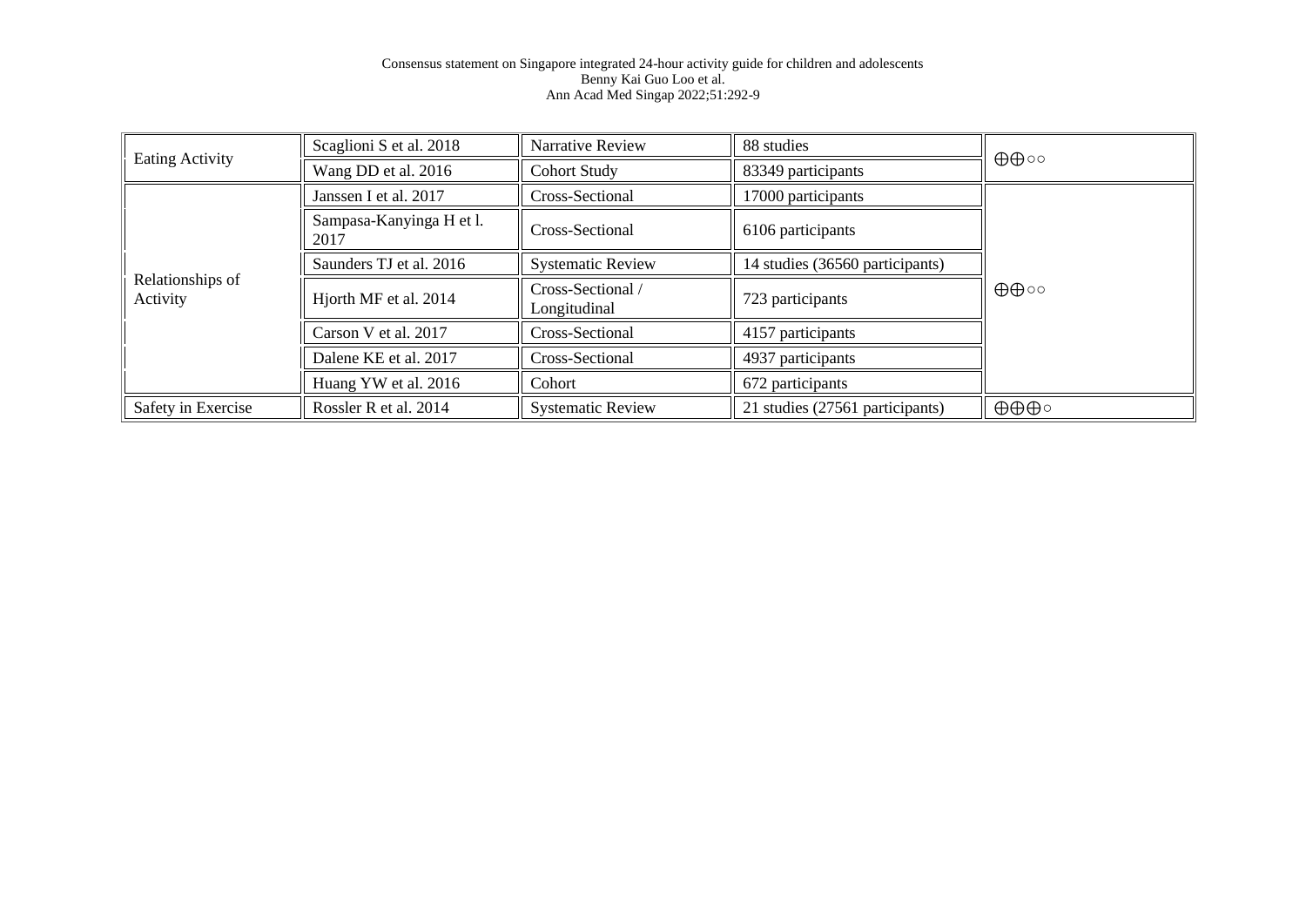| | | | | |
|---|---|---|---|---|
| Eating Activity | Scaglioni S et al. 2018 | Narrative Review | 88 studies | ⊕⊕○○ |
| | Wang DD et al. 2016 | Cohort Study | 83349 participants | |
| Relationships of Activity | Janssen I et al. 2017 | Cross-Sectional | 17000 participants | ⊕⊕○○ |
| | Sampasa-Kanyinga H et l. 2017 | Cross-Sectional | 6106 participants | |
| | Saunders TJ et al. 2016 | Systematic Review | 14 studies (36560 participants) | |
| | Hjorth MF et al. 2014 | Cross-Sectional / Longitudinal | 723 participants | |
| | Carson V et al. 2017 | Cross-Sectional | 4157 participants | |
| | Dalene KE et al. 2017 | Cross-Sectional | 4937 participants | |
| | Huang YW et al. 2016 | Cohort | 672 participants | |
| Safety in Exercise | Rossler R et al. 2014 | Systematic Review | 21 studies (27561 participants) | ⊕⊕⊕○ |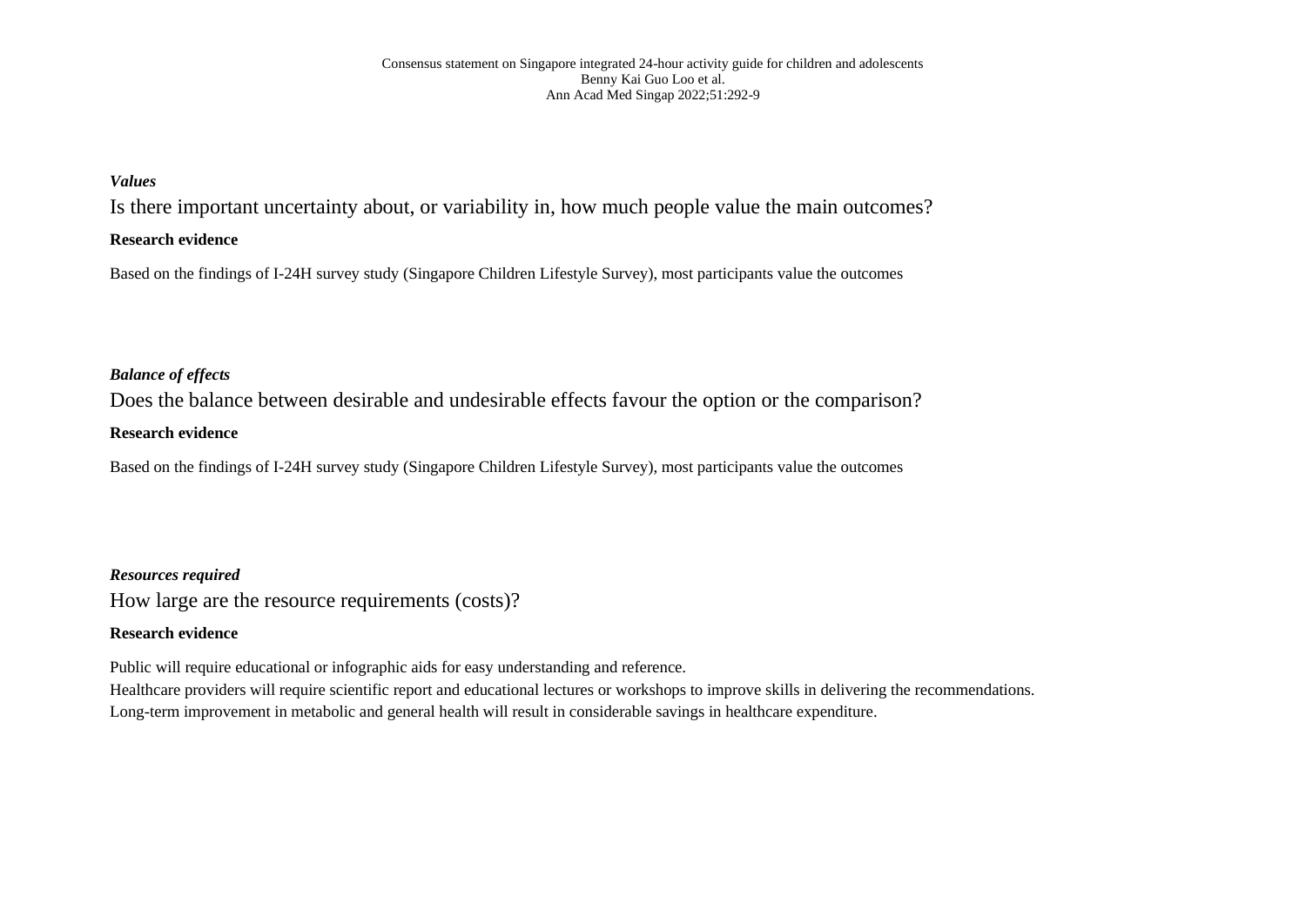***Values***

Is there important uncertainty about, or variability in, how much people value the main outcomes?

**Research evidence**

Based on the findings of I-24H survey study (Singapore Children Lifestyle Survey), most participants value the outcomes

***Balance of effects***

Does the balance between desirable and undesirable effects favour the option or the comparison?

**Research evidence**

Based on the findings of I-24H survey study (Singapore Children Lifestyle Survey), most participants value the outcomes

***Resources required***

How large are the resource requirements (costs)?

**Research evidence**

Public will require educational or infographic aids for easy understanding and reference.
Healthcare providers will require scientific report and educational lectures or workshops to improve skills in delivering the recommendations.
Long-term improvement in metabolic and general health will result in considerable savings in healthcare expenditure.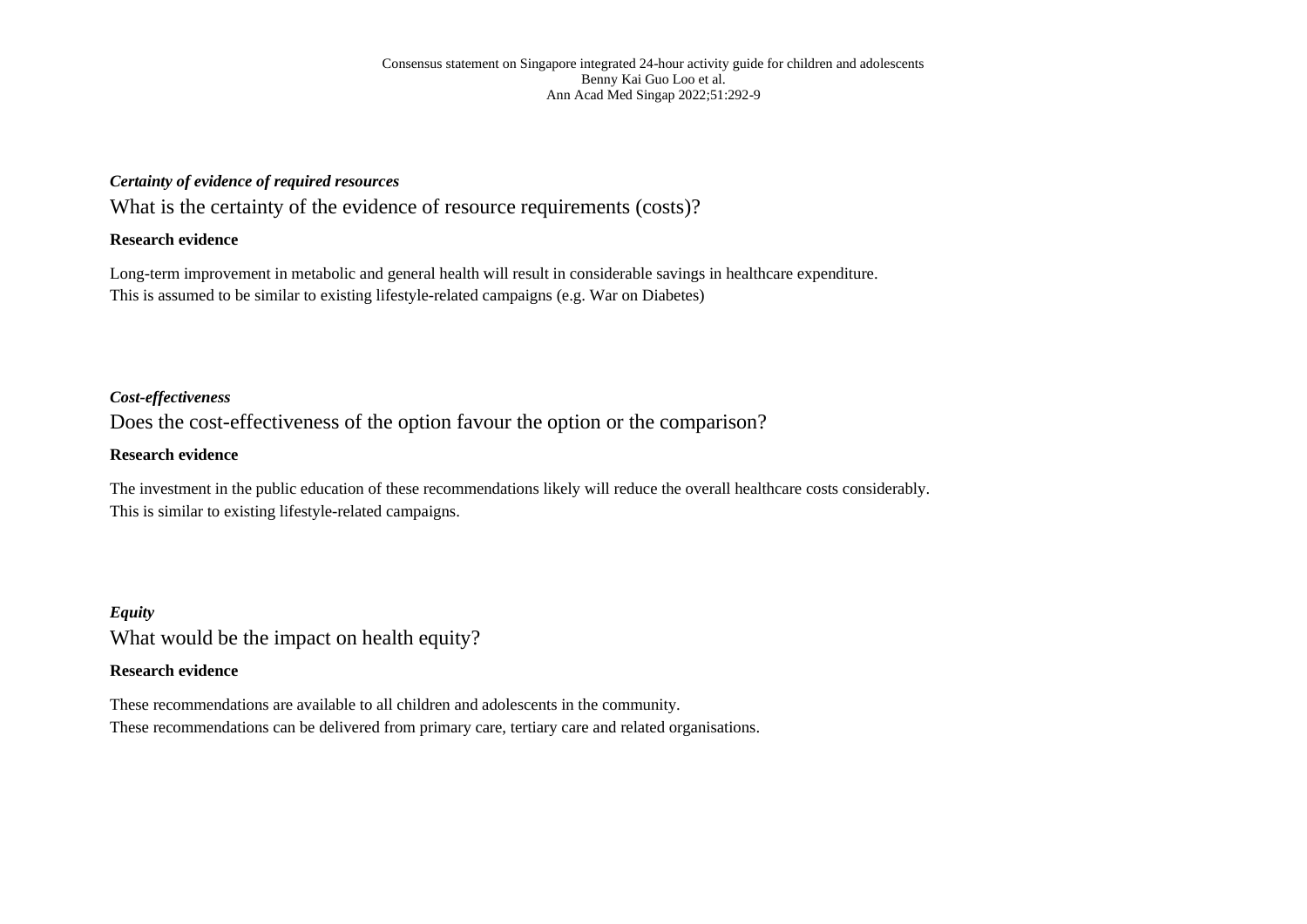***Certainty of evidence of required resources***

What is the certainty of the evidence of resource requirements (costs)?

**Research evidence**

Long-term improvement in metabolic and general health will result in considerable savings in healthcare expenditure.
This is assumed to be similar to existing lifestyle-related campaigns (e.g. War on Diabetes)

***Cost-effectiveness***

Does the cost-effectiveness of the option favour the option or the comparison?

**Research evidence**

The investment in the public education of these recommendations likely will reduce the overall healthcare costs considerably.
This is similar to existing lifestyle-related campaigns.

***Equity***

What would be the impact on health equity?

**Research evidence**

These recommendations are available to all children and adolescents in the community.
These recommendations can be delivered from primary care, tertiary care and related organisations.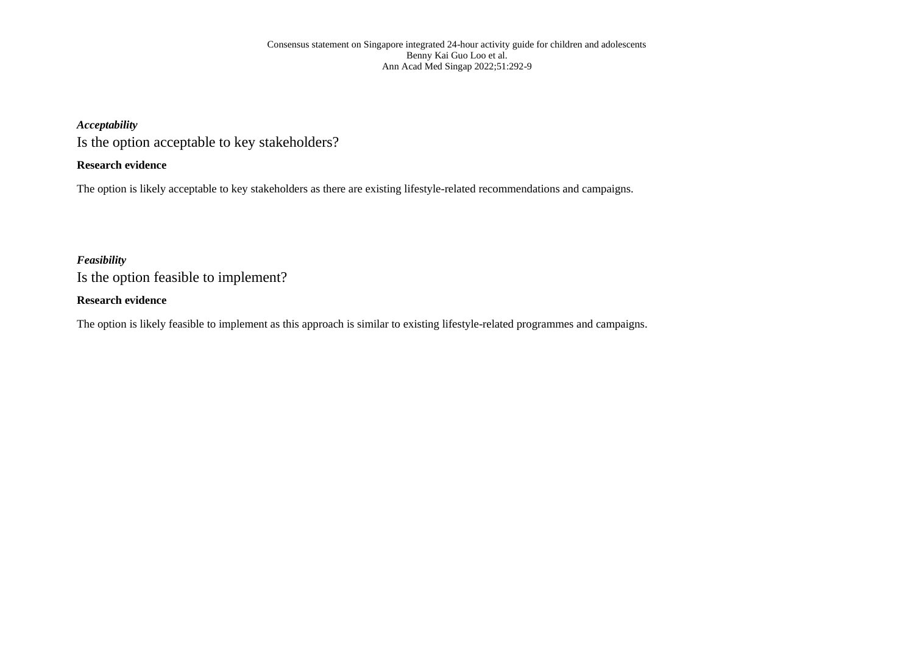***Acceptability***

Is the option acceptable to key stakeholders?

**Research evidence**

The option is likely acceptable to key stakeholders as there are existing lifestyle-related recommendations and campaigns.

***Feasibility***

Is the option feasible to implement?

**Research evidence**

The option is likely feasible to implement as this approach is similar to existing lifestyle-related programmes and campaigns.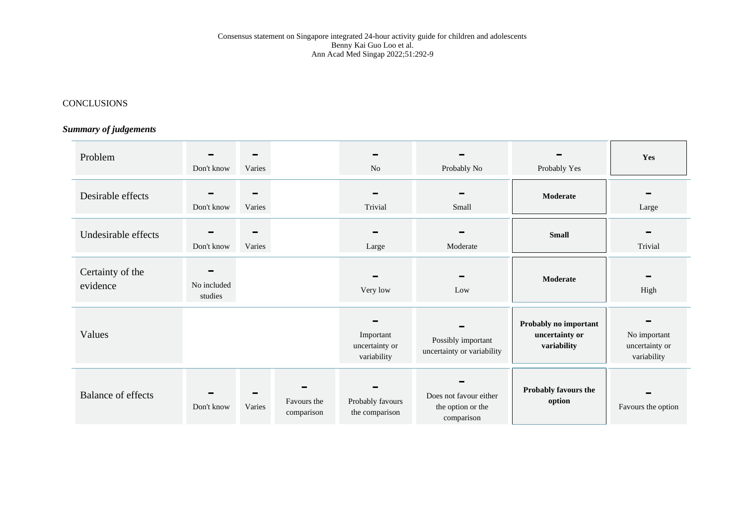CONCLUSIONS

***Summary of judgements***

| | | | | | | | |
|---|---|---|---|---|---|---|---|
| Problem | Don't know | Varies | | No | Probably No | Probably Yes | **Yes** |
| Desirable effects | Don't know | Varies | | Trivial | Small | **Moderate** | Large |
| Undesirable effects | Don't know | Varies | | Large | Moderate | **Small** | Trivial |
| Certainty of the evidence | No included studies | | | Very low | Low | **Moderate** | High |
| Values | | | | Important uncertainty or variability | Possibly important uncertainty or variability | **Probably no important uncertainty or variability** | No important uncertainty or variability |
| Balance of effects | Don't know | Varies | Favours the comparison | Probably favours the comparison | Does not favour either the option or the comparison | **Probably favours the option** | Favours the option |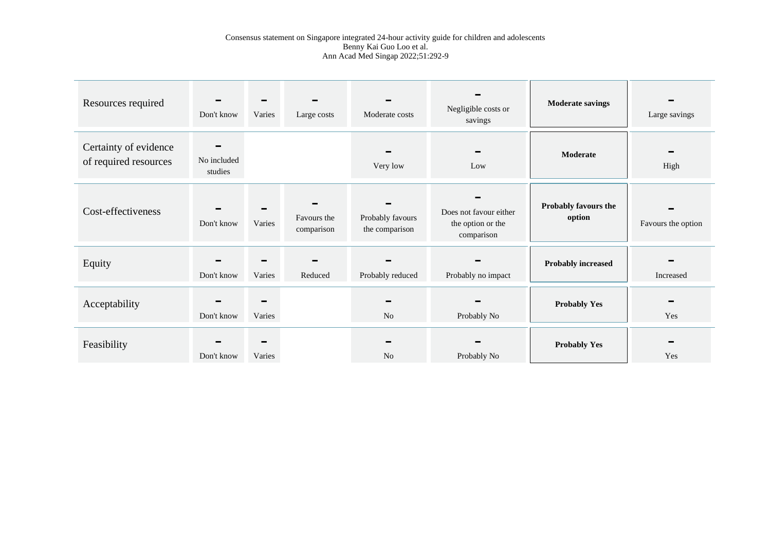| | | | | | | | |
|---|---|---|---|---|---|---|---|
| Resources required | Don't know | Varies | Large costs | Moderate costs | Negligible costs or savings | **Moderate savings** | Large savings |
| Certainty of evidence of required resources | No included studies | | | Very low | Low | **Moderate** | High |
| Cost-effectiveness | Don't know | Varies | Favours the comparison | Probably favours the comparison | Does not favour either the option or the comparison | **Probably favours the option** | Favours the option |
| Equity | Don't know | Varies | Reduced | Probably reduced | Probably no impact | **Probably increased** | Increased |
| Acceptability | Don't know | Varies | | No | Probably No | **Probably Yes** | Yes |
| Feasibility | Don't know | Varies | | No | Probably No | **Probably Yes** | Yes |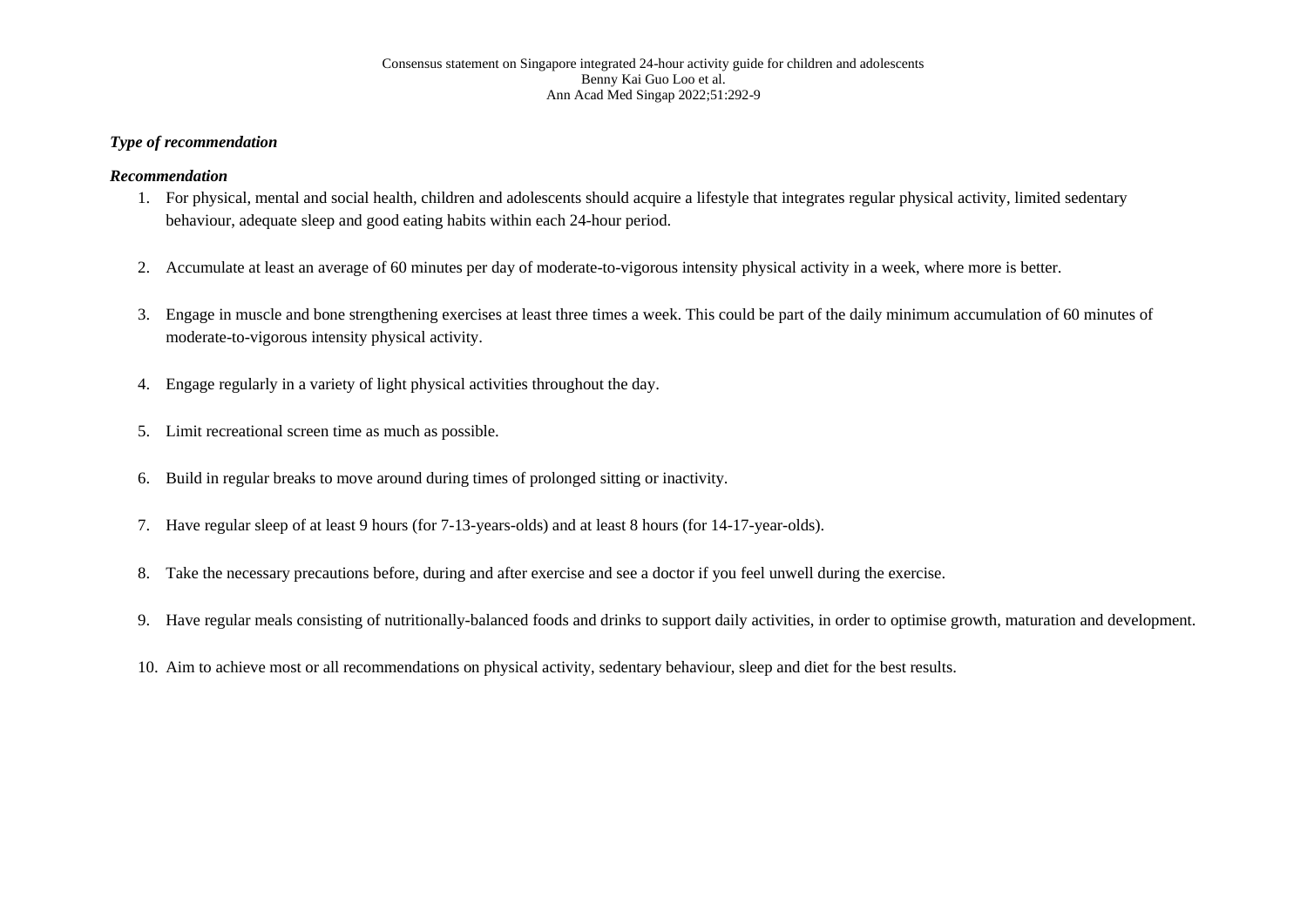Consensus statement on Singapore integrated 24-hour activity guide for children and adolescents
Benny Kai Guo Loo et al.
Ann Acad Med Singap 2022;51:292-9

***Type of recommendation***

***Recommendation***

1. For physical, mental and social health, children and adolescents should acquire a lifestyle that integrates regular physical activity, limited sedentary behaviour, adequate sleep and good eating habits within each 24-hour period.

2. Accumulate at least an average of 60 minutes per day of moderate-to-vigorous intensity physical activity in a week, where more is better.

3. Engage in muscle and bone strengthening exercises at least three times a week. This could be part of the daily minimum accumulation of 60 minutes of moderate-to-vigorous intensity physical activity.

4. Engage regularly in a variety of light physical activities throughout the day.

5. Limit recreational screen time as much as possible.

6. Build in regular breaks to move around during times of prolonged sitting or inactivity.

7. Have regular sleep of at least 9 hours (for 7-13-years-olds) and at least 8 hours (for 14-17-year-olds).

8. Take the necessary precautions before, during and after exercise and see a doctor if you feel unwell during the exercise.

9. Have regular meals consisting of nutritionally-balanced foods and drinks to support daily activities, in order to optimise growth, maturation and development.

10. Aim to achieve most or all recommendations on physical activity, sedentary behaviour, sleep and diet for the best results.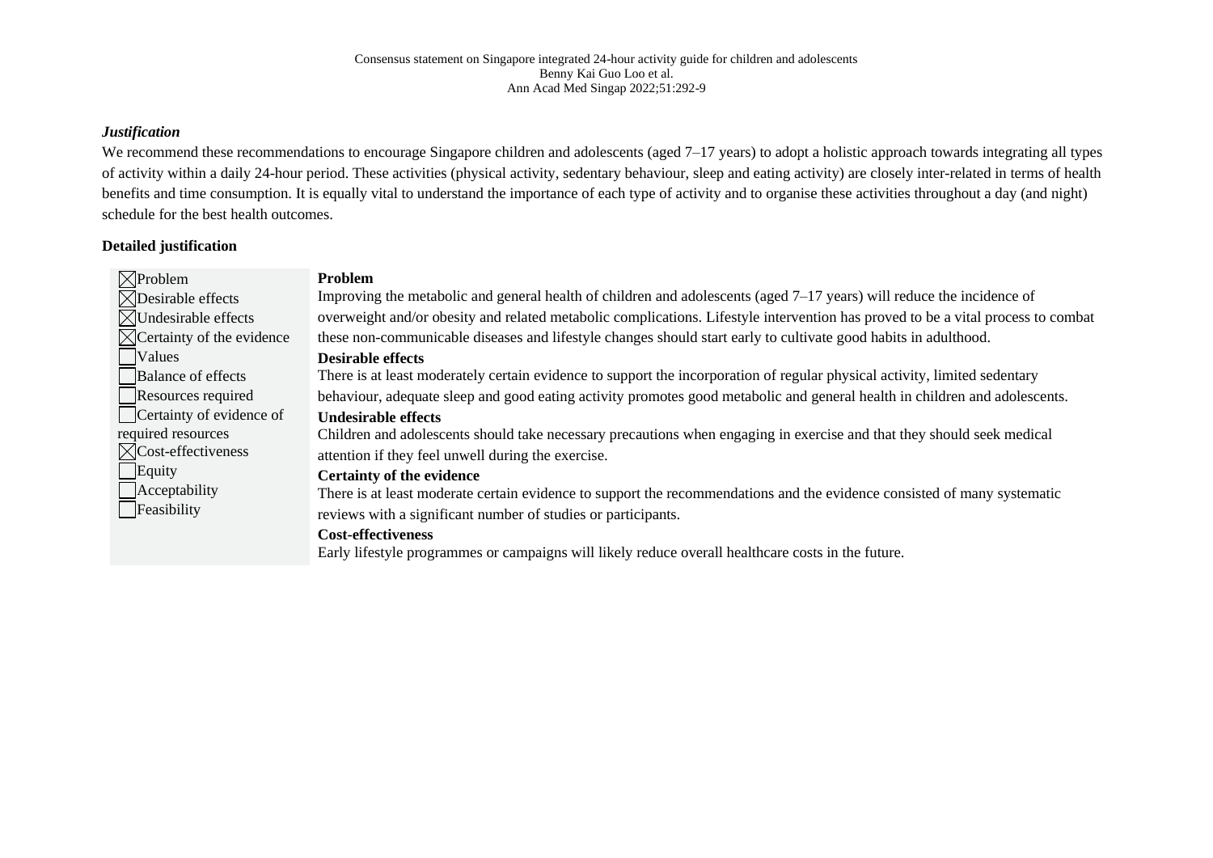***Justification***

We recommend these recommendations to encourage Singapore children and adolescents (aged 7–17 years) to adopt a holistic approach towards integrating all types of activity within a daily 24-hour period. These activities (physical activity, sedentary behaviour, sleep and eating activity) are closely inter-related in terms of health benefits and time consumption. It is equally vital to understand the importance of each type of activity and to organise these activities throughout a day (and night) schedule for the best health outcomes.

**Detailed justification**

| | |
|---|---|
| ☒ Problem<br>☒ Desirable effects<br>☒ Undesirable effects<br>☒ Certainty of the evidence<br>☐ Values<br>☐ Balance of effects<br>☐ Resources required<br>☐ Certainty of evidence of required resources<br>☒ Cost-effectiveness<br>☐ Equity<br>☐ Acceptability<br>☐ Feasibility | **Problem**<br>Improving the metabolic and general health of children and adolescents (aged 7–17 years) will reduce the incidence of overweight and/or obesity and related metabolic complications. Lifestyle intervention has proved to be a vital process to combat these non-communicable diseases and lifestyle changes should start early to cultivate good habits in adulthood.<br>**Desirable effects**<br>There is at least moderately certain evidence to support the incorporation of regular physical activity, limited sedentary behaviour, adequate sleep and good eating activity promotes good metabolic and general health in children and adolescents.<br>**Undesirable effects**<br>Children and adolescents should take necessary precautions when engaging in exercise and that they should seek medical attention if they feel unwell during the exercise.<br>**Certainty of the evidence**<br>There is at least moderate certain evidence to support the recommendations and the evidence consisted of many systematic reviews with a significant number of studies or participants.<br>**Cost-effectiveness**<br>Early lifestyle programmes or campaigns will likely reduce overall healthcare costs in the future. |